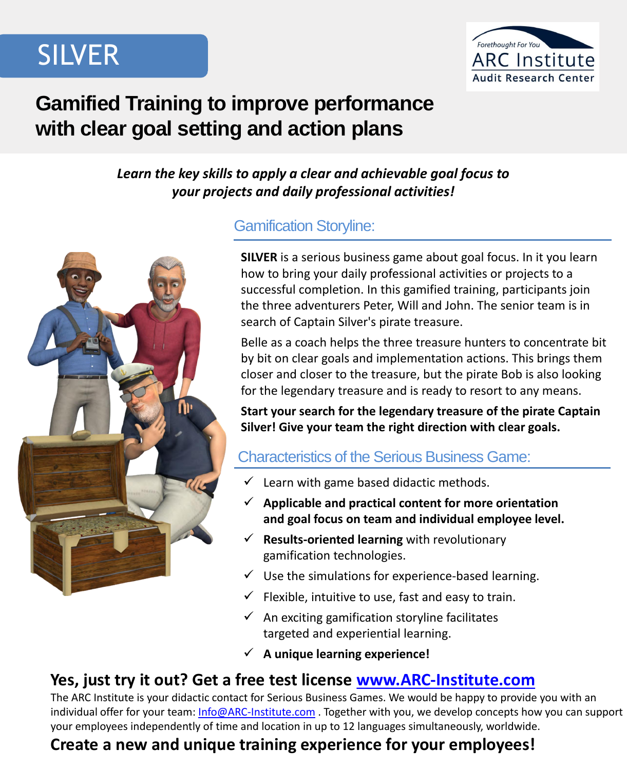# SILVER

ARC Institute — Forethought For You — Audit Research Center

## Gamified Training to improve performance with clear goal setting and action plans

***Learn the key skills to apply a clear and achievable goal focus to your projects and daily professional activities!***

### Gamification Storyline:

**SILVER** is a serious business game about goal focus. In it you learn how to bring your daily professional activities or projects to a successful completion. In this gamified training, participants join the three adventurers Peter, Will and John. The senior team is in search of Captain Silver's pirate treasure.

Belle as a coach helps the three treasure hunters to concentrate bit by bit on clear goals and implementation actions. This brings them closer and closer to the treasure, but the pirate Bob is also looking for the legendary treasure and is ready to resort to any means.

**Start your search for the legendary treasure of the pirate Captain Silver! Give your team the right direction with clear goals.**

### Characteristics of the Serious Business Game:

- ✓ Learn with game based didactic methods.
- ✓ **Applicable and practical content for more orientation and goal focus on team and individual employee level.**
- ✓ **Results-oriented learning** with revolutionary gamification technologies.
- ✓ Use the simulations for experience-based learning.
- ✓ Flexible, intuitive to use, fast and easy to train.
- ✓ An exciting gamification storyline facilitates targeted and experiential learning.
- ✓ **A unique learning experience!**

### Yes, just try it out? Get a free test license [www.ARC-Institute.com](http://www.ARC-Institute.com)

The ARC Institute is your didactic contact for Serious Business Games. We would be happy to provide you with an individual offer for your team: [Info@ARC-Institute.com](mailto:Info@ARC-Institute.com) . Together with you, we develop concepts how you can support your employees independently of time and location in up to 12 languages simultaneously, worldwide.

### Create a new and unique training experience for your employees!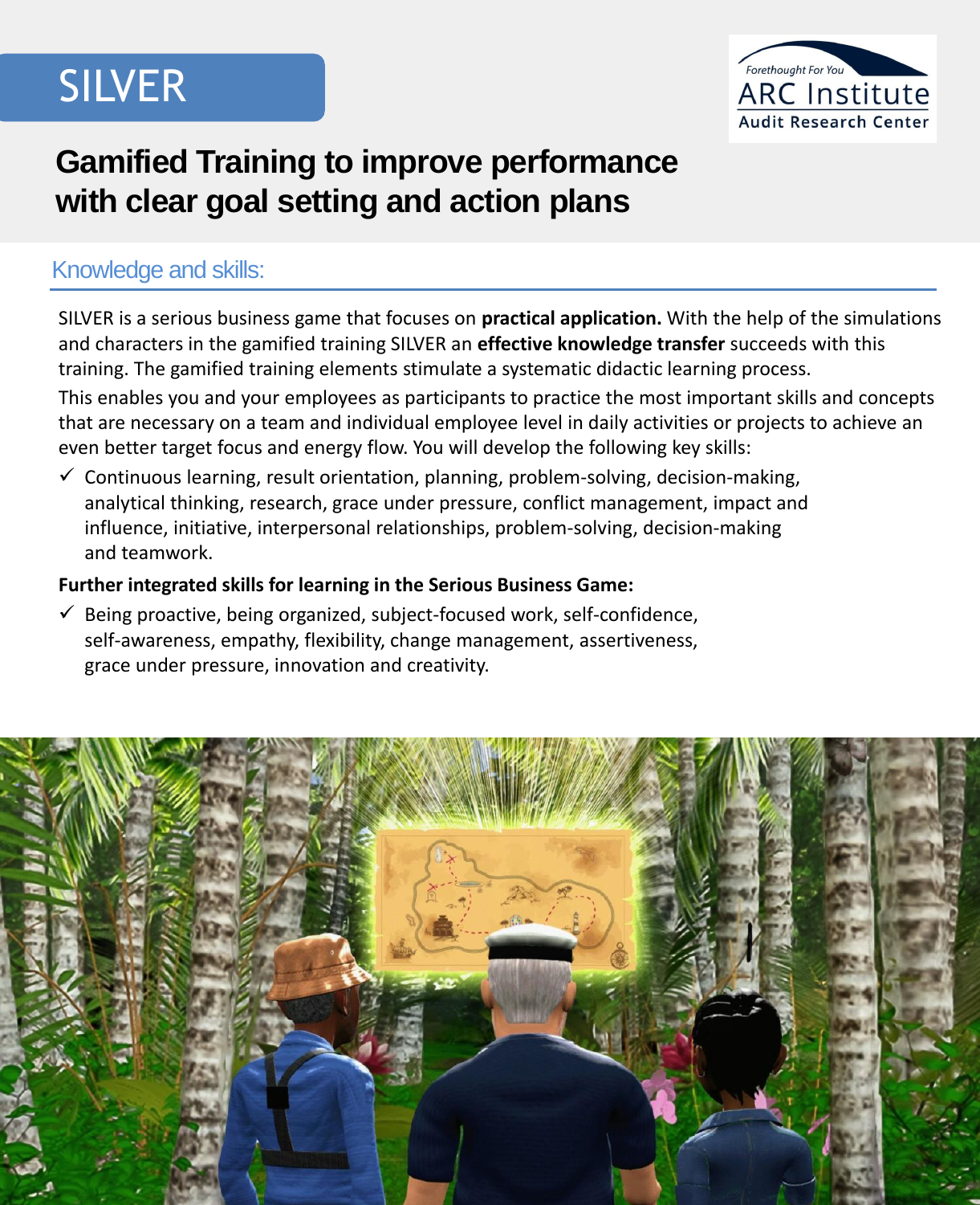# SILVER

ARC Institute
Forethought For You
Audit Research Center

## Gamified Training to improve performance with clear goal setting and action plans

### Knowledge and skills:

SILVER is a serious business game that focuses on **practical application.** With the help of the simulations and characters in the gamified training SILVER an **effective knowledge transfer** succeeds with this training. The gamified training elements stimulate a systematic didactic learning process.

This enables you and your employees as participants to practice the most important skills and concepts that are necessary on a team and individual employee level in daily activities or projects to achieve an even better target focus and energy flow. You will develop the following key skills:

- ✓ Continuous learning, result orientation, planning, problem-solving, decision-making, analytical thinking, research, grace under pressure, conflict management, impact and influence, initiative, interpersonal relationships, problem-solving, decision-making and teamwork.

**Further integrated skills for learning in the Serious Business Game:**

- ✓ Being proactive, being organized, subject-focused work, self-confidence, self-awareness, empathy, flexibility, change management, assertiveness, grace under pressure, innovation and creativity.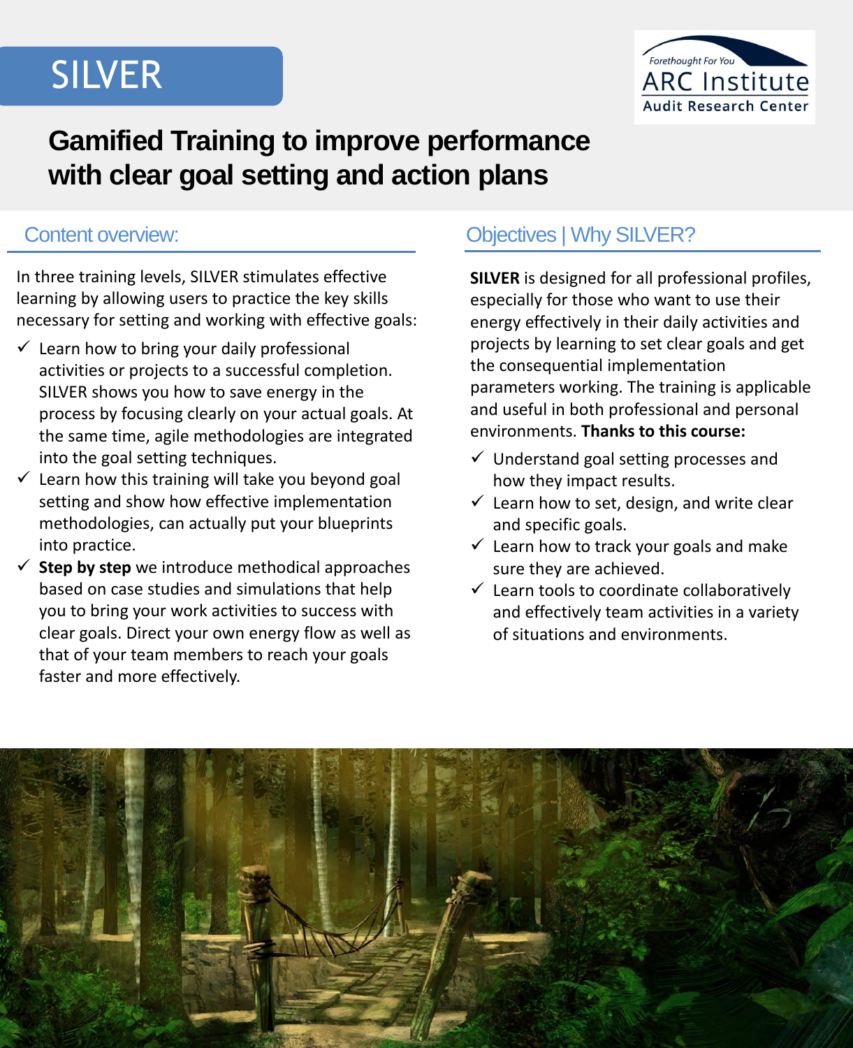# SILVER

ARC Institute
Forethought For You
Audit Research Center

## Gamified Training to improve performance with clear goal setting and action plans

### Content overview:

In three training levels, SILVER stimulates effective learning by allowing users to practice the key skills necessary for setting and working with effective goals:

- ✓ Learn how to bring your daily professional activities or projects to a successful completion. SILVER shows you how to save energy in the process by focusing clearly on your actual goals. At the same time, agile methodologies are integrated into the goal setting techniques.
- ✓ Learn how this training will take you beyond goal setting and show how effective implementation methodologies, can actually put your blueprints into practice.
- ✓ **Step by step** we introduce methodical approaches based on case studies and simulations that help you to bring your work activities to success with clear goals. Direct your own energy flow as well as that of your team members to reach your goals faster and more effectively.

### Objectives | Why SILVER?

**SILVER** is designed for all professional profiles, especially for those who want to use their energy effectively in their daily activities and projects by learning to set clear goals and get the consequential implementation parameters working. The training is applicable and useful in both professional and personal environments. **Thanks to this course:**

- ✓ Understand goal setting processes and how they impact results.
- ✓ Learn how to set, design, and write clear and specific goals.
- ✓ Learn how to track your goals and make sure they are achieved.
- ✓ Learn tools to coordinate collaboratively and effectively team activities in a variety of situations and environments.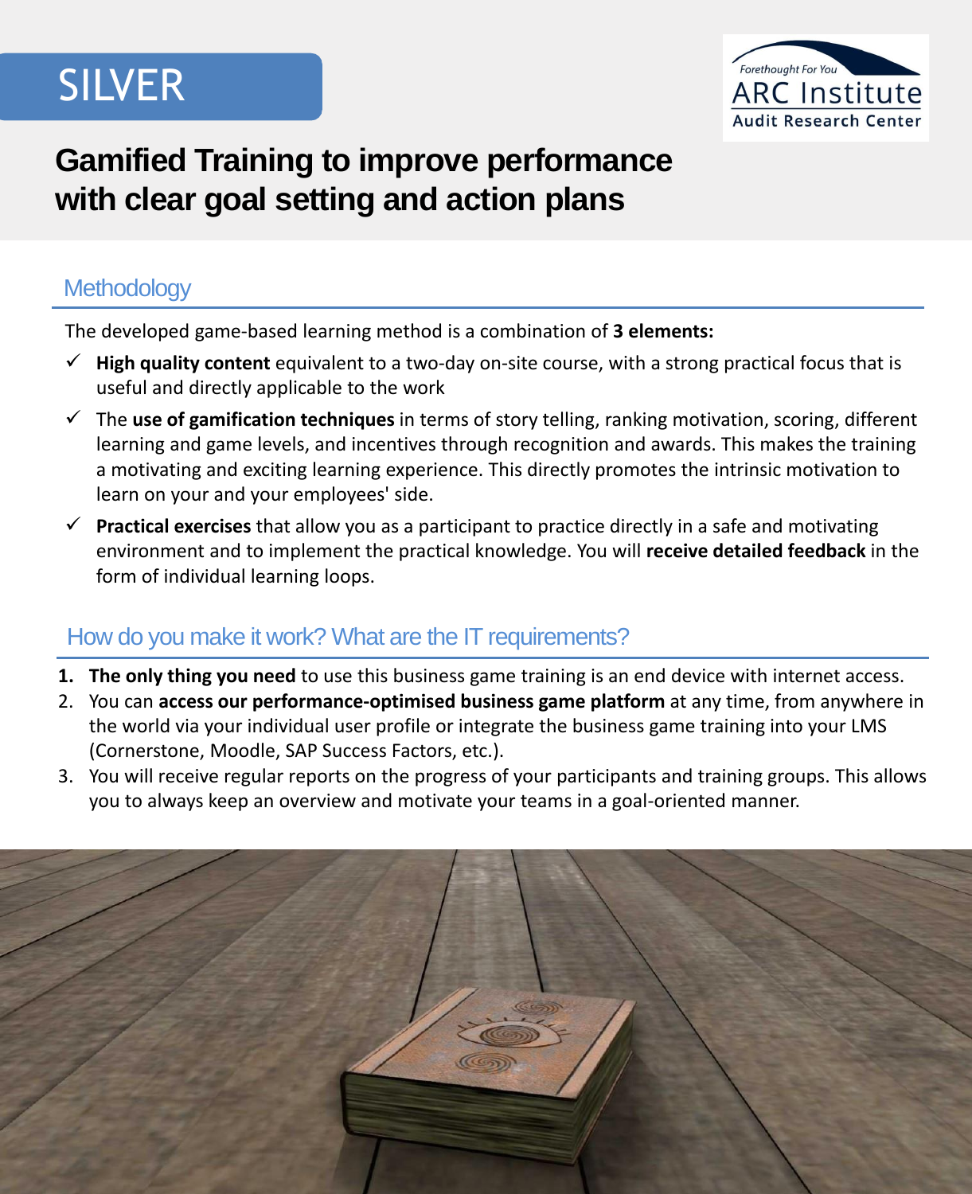SILVER

Forethought For You
ARC Institute
Audit Research Center

# Gamified Training to improve performance with clear goal setting and action plans

## Methodology

The developed game-based learning method is a combination of **3 elements:**

- ✓ **High quality content** equivalent to a two-day on-site course, with a strong practical focus that is useful and directly applicable to the work
- ✓ The **use of gamification techniques** in terms of story telling, ranking motivation, scoring, different learning and game levels, and incentives through recognition and awards. This makes the training a motivating and exciting learning experience. This directly promotes the intrinsic motivation to learn on your and your employees' side.
- ✓ **Practical exercises** that allow you as a participant to practice directly in a safe and motivating environment and to implement the practical knowledge. You will **receive detailed feedback** in the form of individual learning loops.

## How do you make it work? What are the IT requirements?

1. **The only thing you need** to use this business game training is an end device with internet access.
2. You can **access our performance-optimised business game platform** at any time, from anywhere in the world via your individual user profile or integrate the business game training into your LMS (Cornerstone, Moodle, SAP Success Factors, etc.).
3. You will receive regular reports on the progress of your participants and training groups. This allows you to always keep an overview and motivate your teams in a goal-oriented manner.